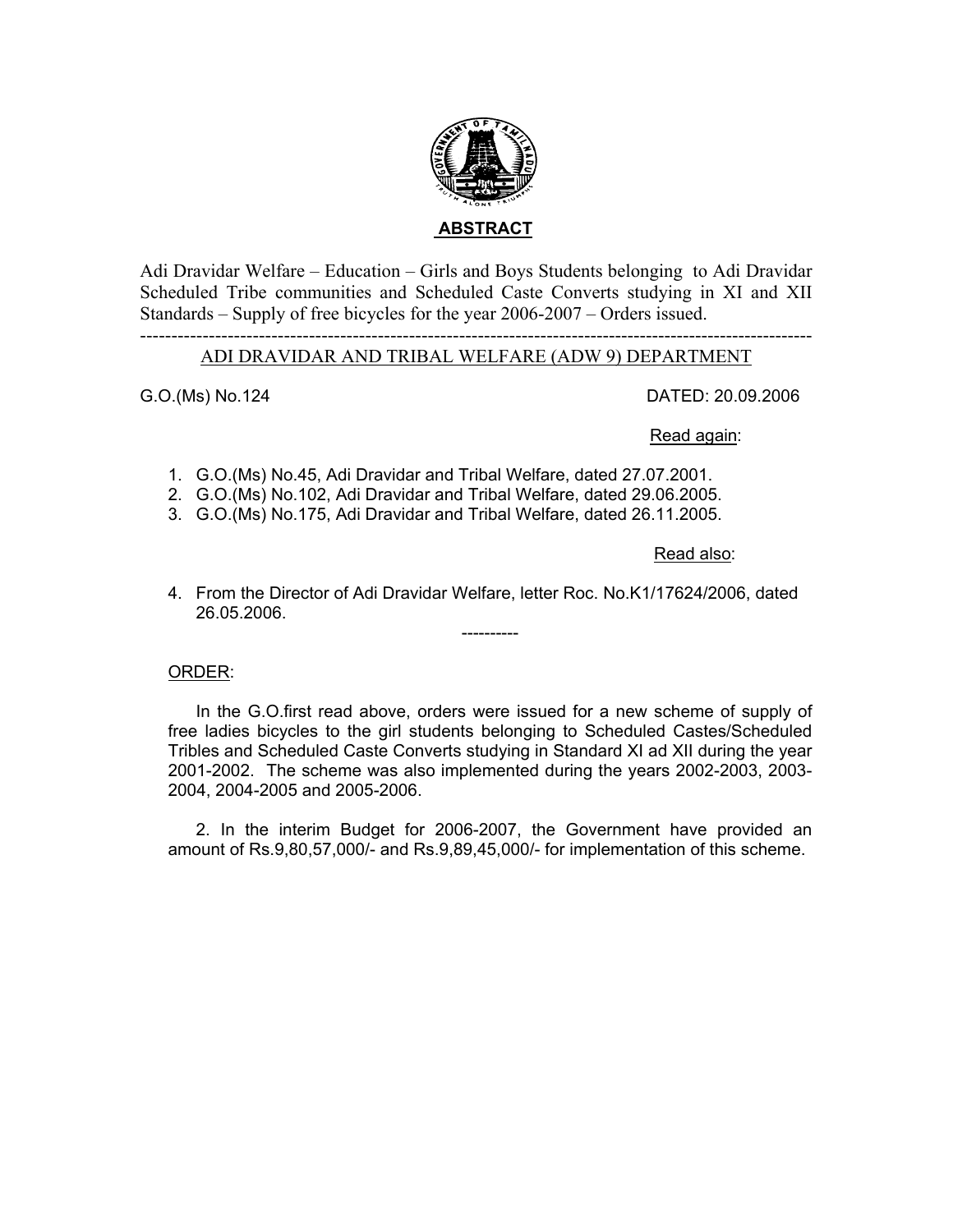## ABSTRACT

Adi Dravidar Welfare – Education – Girls and Boys Students belonging to Adi Dravidar Scheduled Tribe communities and Scheduled Caste Converts studying in XI and XII Standards – Supply of free bicycles for the year 2006-2007 – Orders issued.

---

ADI DRAVIDAR AND TRIBAL WELFARE (ADW 9) DEPARTMENT

G.O.(Ms) No.124 DATED: 20.09.2006

Read again:

1. G.O.(Ms) No.45, Adi Dravidar and Tribal Welfare, dated 27.07.2001.
2. G.O.(Ms) No.102, Adi Dravidar and Tribal Welfare, dated 29.06.2005.
3. G.O.(Ms) No.175, Adi Dravidar and Tribal Welfare, dated 26.11.2005.

Read also:

4. From the Director of Adi Dravidar Welfare, letter Roc. No.K1/17624/2006, dated 26.05.2006.

----------

ORDER:

In the G.O.first read above, orders were issued for a new scheme of supply of free ladies bicycles to the girl students belonging to Scheduled Castes/Scheduled Tribes and Scheduled Caste Converts studying in Standard XI ad XII during the year 2001-2002. The scheme was also implemented during the years 2002-2003, 2003-2004, 2004-2005 and 2005-2006.

2. In the interim Budget for 2006-2007, the Government have provided an amount of Rs.9,80,57,000/- and Rs.9,89,45,000/- for implementation of this scheme.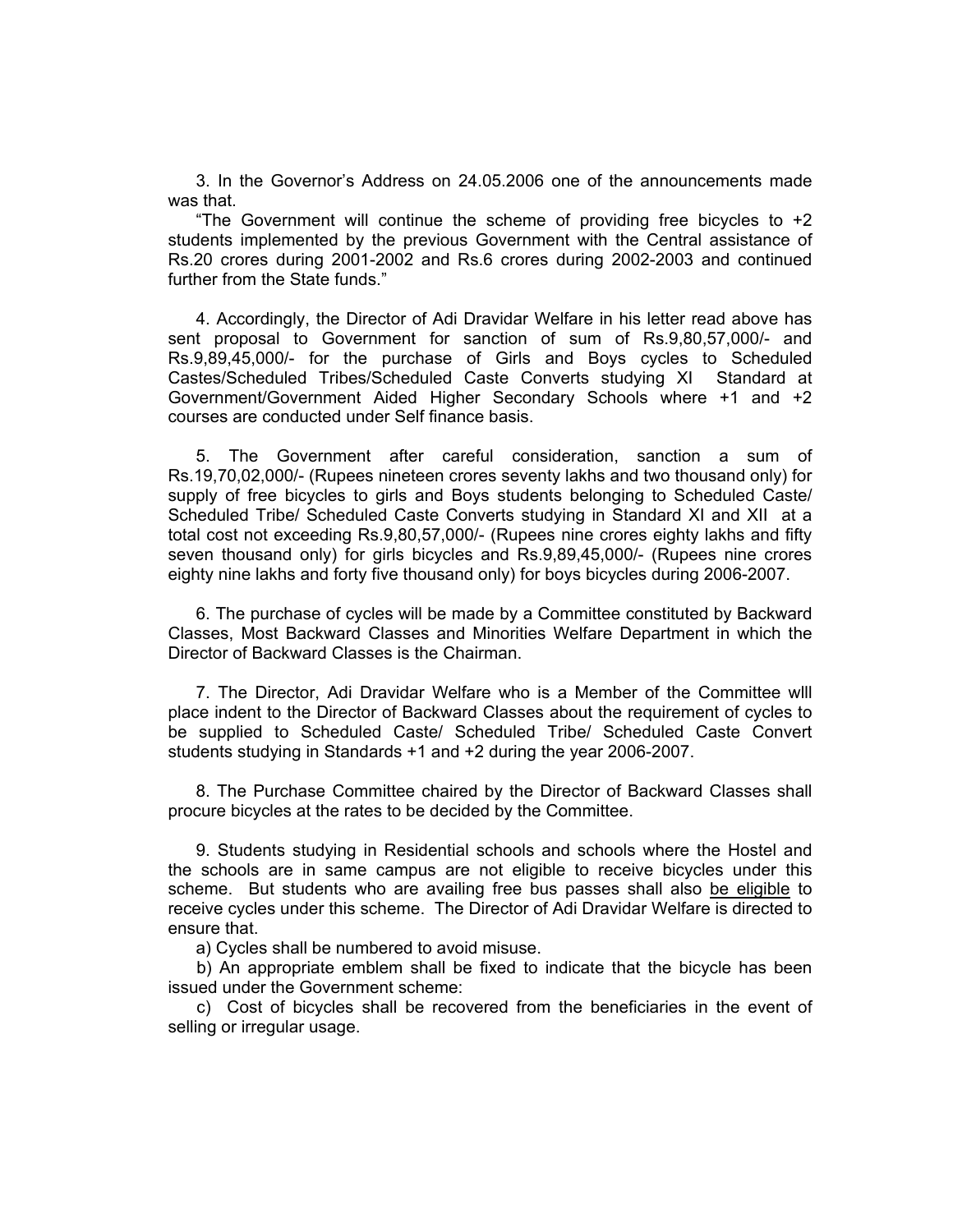3. In the Governor's Address on 24.05.2006 one of the announcements made was that.

"The Government will continue the scheme of providing free bicycles to +2 students implemented by the previous Government with the Central assistance of Rs.20 crores during 2001-2002 and Rs.6 crores during 2002-2003 and continued further from the State funds."

4. Accordingly, the Director of Adi Dravidar Welfare in his letter read above has sent proposal to Government for sanction of sum of Rs.9,80,57,000/- and Rs.9,89,45,000/- for the purchase of Girls and Boys cycles to Scheduled Castes/Scheduled Tribes/Scheduled Caste Converts studying XI Standard at Government/Government Aided Higher Secondary Schools where +1 and +2 courses are conducted under Self finance basis.

5. The Government after careful consideration, sanction a sum of Rs.19,70,02,000/- (Rupees nineteen crores seventy lakhs and two thousand only) for supply of free bicycles to girls and Boys students belonging to Scheduled Caste/ Scheduled Tribe/ Scheduled Caste Converts studying in Standard XI and XII at a total cost not exceeding Rs.9,80,57,000/- (Rupees nine crores eighty lakhs and fifty seven thousand only) for girls bicycles and Rs.9,89,45,000/- (Rupees nine crores eighty nine lakhs and forty five thousand only) for boys bicycles during 2006-2007.

6. The purchase of cycles will be made by a Committee constituted by Backward Classes, Most Backward Classes and Minorities Welfare Department in which the Director of Backward Classes is the Chairman.

7. The Director, Adi Dravidar Welfare who is a Member of the Committee wlll place indent to the Director of Backward Classes about the requirement of cycles to be supplied to Scheduled Caste/ Scheduled Tribe/ Scheduled Caste Convert students studying in Standards +1 and +2 during the year 2006-2007.

8. The Purchase Committee chaired by the Director of Backward Classes shall procure bicycles at the rates to be decided by the Committee.

9. Students studying in Residential schools and schools where the Hostel and the schools are in same campus are not eligible to receive bicycles under this scheme. But students who are availing free bus passes shall also <u>be eligible</u> to receive cycles under this scheme. The Director of Adi Dravidar Welfare is directed to ensure that.

a) Cycles shall be numbered to avoid misuse.

b) An appropriate emblem shall be fixed to indicate that the bicycle has been issued under the Government scheme:

c) Cost of bicycles shall be recovered from the beneficiaries in the event of selling or irregular usage.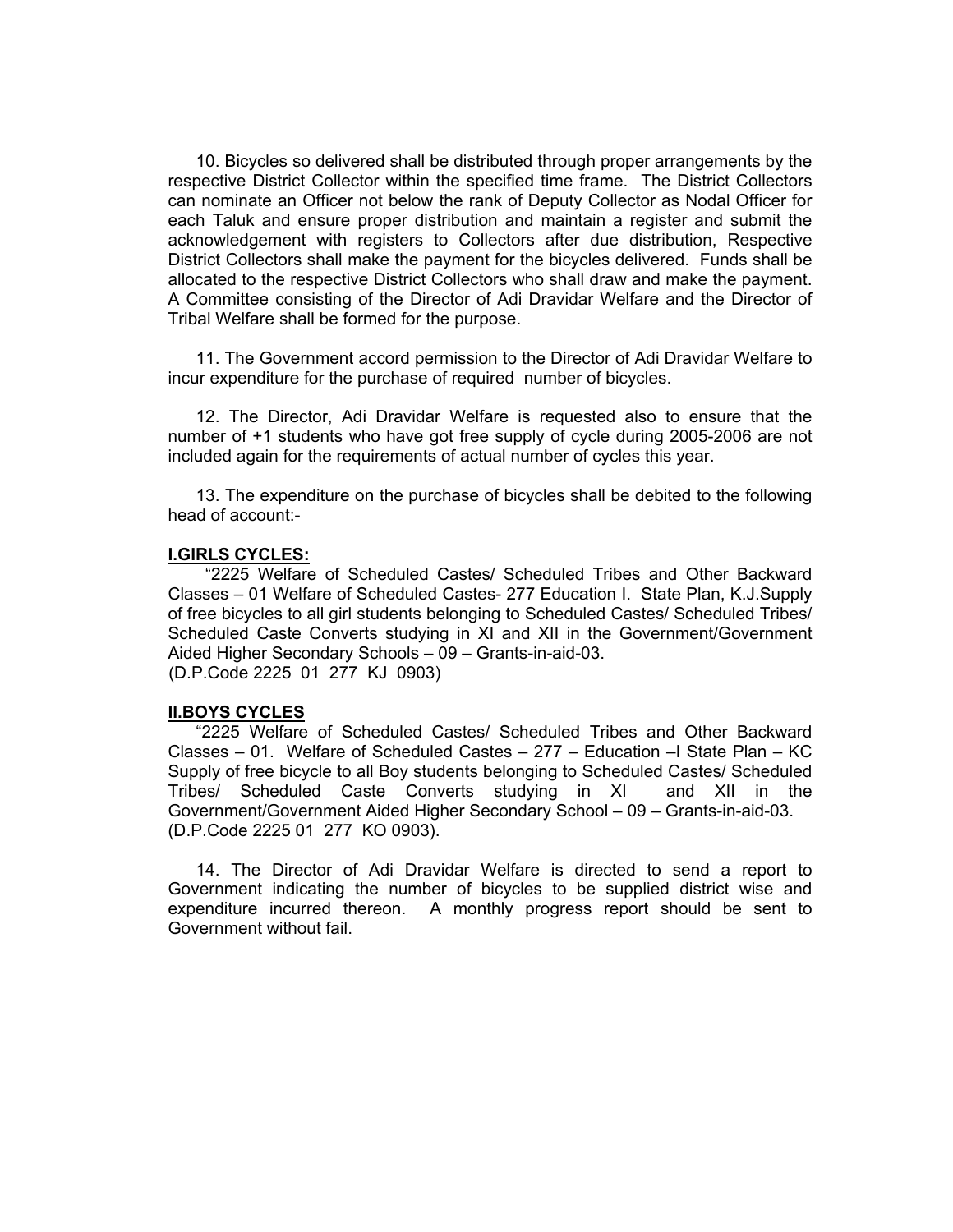10. Bicycles so delivered shall be distributed through proper arrangements by the respective District Collector within the specified time frame. The District Collectors can nominate an Officer not below the rank of Deputy Collector as Nodal Officer for each Taluk and ensure proper distribution and maintain a register and submit the acknowledgement with registers to Collectors after due distribution, Respective District Collectors shall make the payment for the bicycles delivered. Funds shall be allocated to the respective District Collectors who shall draw and make the payment. A Committee consisting of the Director of Adi Dravidar Welfare and the Director of Tribal Welfare shall be formed for the purpose.

11. The Government accord permission to the Director of Adi Dravidar Welfare to incur expenditure for the purchase of required number of bicycles.

12. The Director, Adi Dravidar Welfare is requested also to ensure that the number of +1 students who have got free supply of cycle during 2005-2006 are not included again for the requirements of actual number of cycles this year.

13. The expenditure on the purchase of bicycles shall be debited to the following head of account:-

**I.GIRLS CYCLES:**

"2225 Welfare of Scheduled Castes/ Scheduled Tribes and Other Backward Classes – 01 Welfare of Scheduled Castes- 277 Education I. State Plan, K.J.Supply of free bicycles to all girl students belonging to Scheduled Castes/ Scheduled Tribes/ Scheduled Caste Converts studying in XI and XII in the Government/Government Aided Higher Secondary Schools – 09 – Grants-in-aid-03.
(D.P.Code 2225 01 277 KJ 0903)

**II.BOYS CYCLES**

"2225 Welfare of Scheduled Castes/ Scheduled Tribes and Other Backward Classes – 01. Welfare of Scheduled Castes – 277 – Education –I State Plan – KC Supply of free bicycle to all Boy students belonging to Scheduled Castes/ Scheduled Tribes/ Scheduled Caste Converts studying in XI and XII in the Government/Government Aided Higher Secondary School – 09 – Grants-in-aid-03.
(D.P.Code 2225 01 277 KO 0903).

14. The Director of Adi Dravidar Welfare is directed to send a report to Government indicating the number of bicycles to be supplied district wise and expenditure incurred thereon. A monthly progress report should be sent to Government without fail.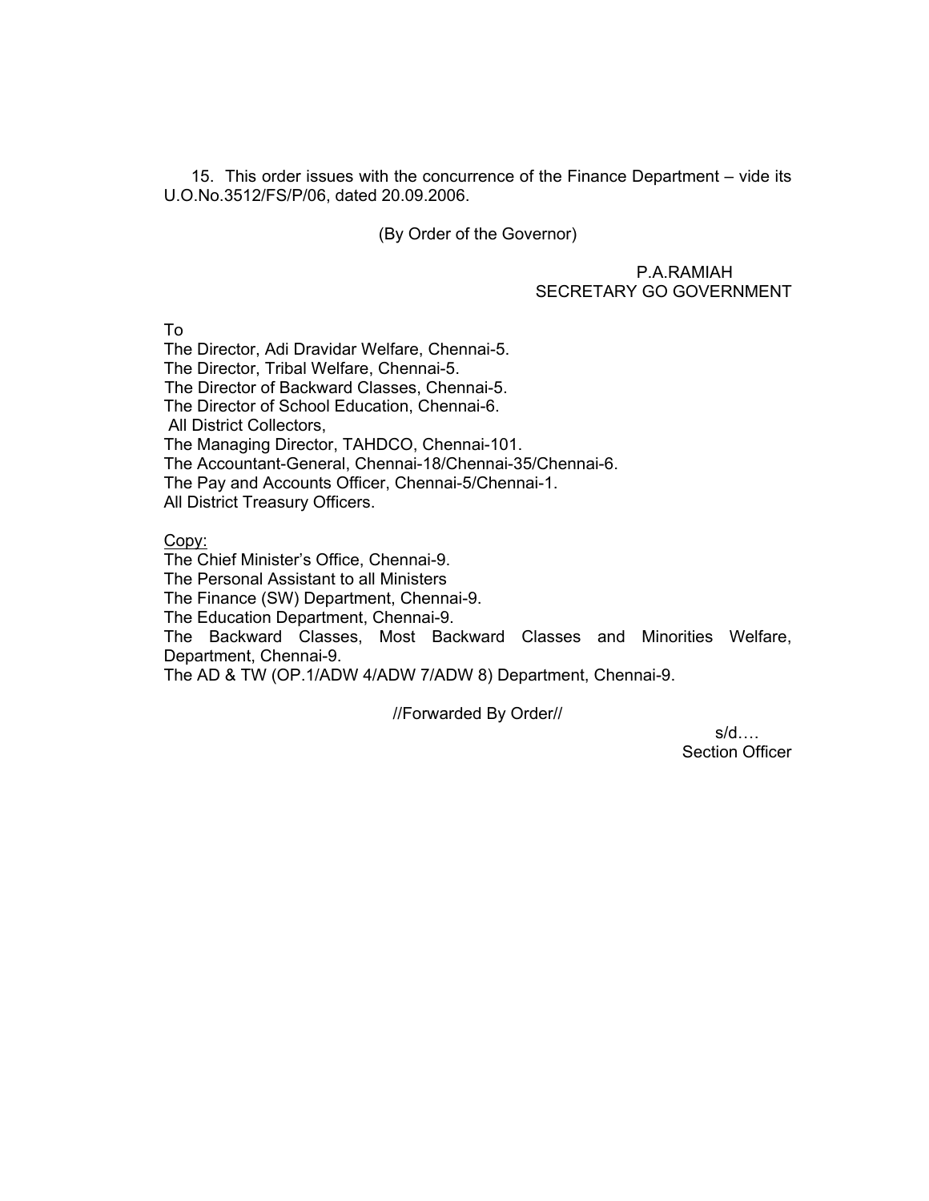15. This order issues with the concurrence of the Finance Department – vide its U.O.No.3512/FS/P/06, dated 20.09.2006.

(By Order of the Governor)

P.A.RAMIAH
SECRETARY GO GOVERNMENT

To
The Director, Adi Dravidar Welfare, Chennai-5.
The Director, Tribal Welfare, Chennai-5.
The Director of Backward Classes, Chennai-5.
The Director of School Education, Chennai-6.
All District Collectors,
The Managing Director, TAHDCO, Chennai-101.
The Accountant-General, Chennai-18/Chennai-35/Chennai-6.
The Pay and Accounts Officer, Chennai-5/Chennai-1.
All District Treasury Officers.

Copy:
The Chief Minister's Office, Chennai-9.
The Personal Assistant to all Ministers
The Finance (SW) Department, Chennai-9.
The Education Department, Chennai-9.
The Backward Classes, Most Backward Classes and Minorities Welfare, Department, Chennai-9.
The AD & TW (OP.1/ADW 4/ADW 7/ADW 8) Department, Chennai-9.

//Forwarded By Order//

s/d….
Section Officer